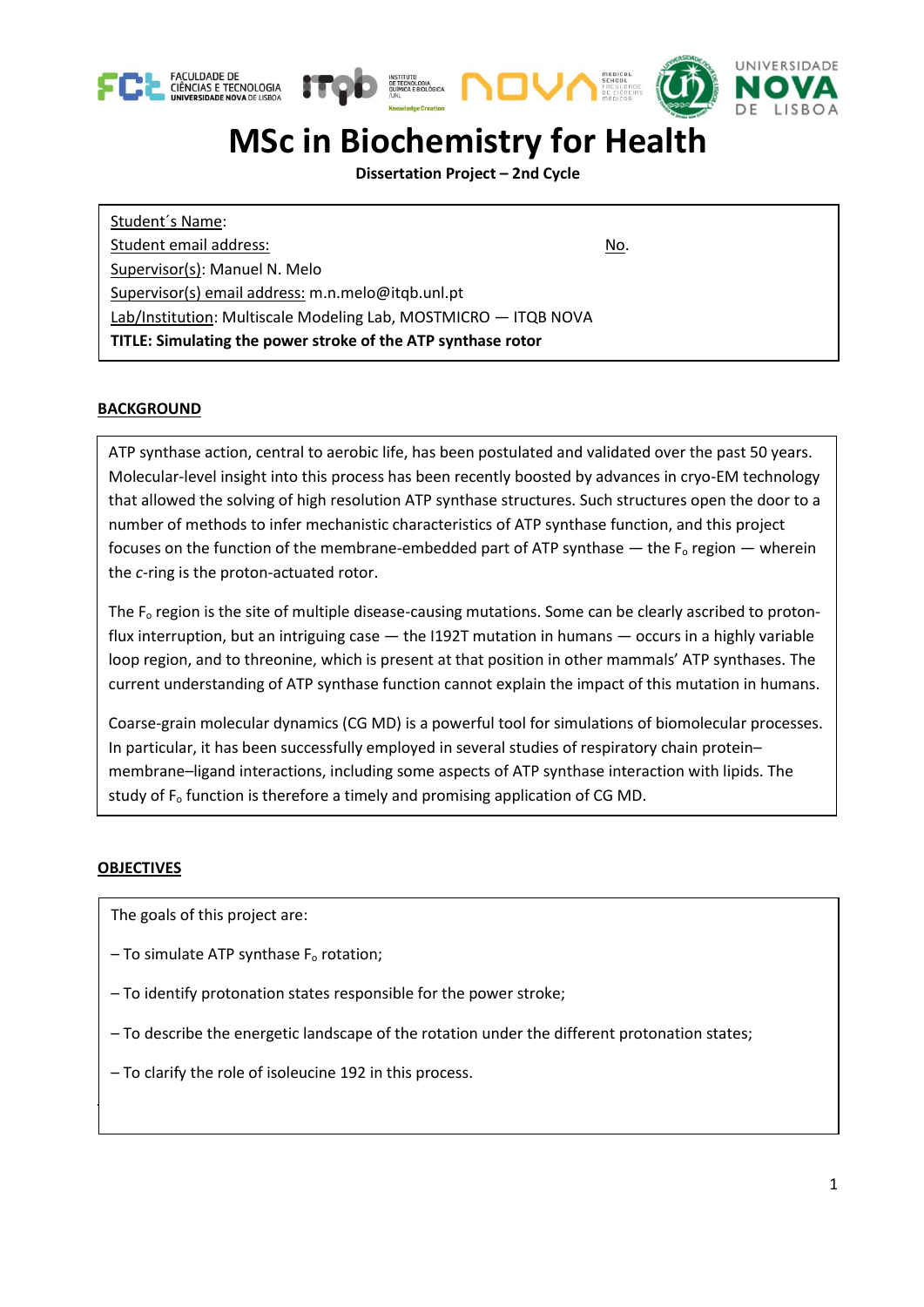# MSc in Biochemistry for Health

**Dissertation Project – 2nd Cycle**

Student´s Name:
Student email address: No.
Supervisor(s): Manuel N. Melo
Supervisor(s) email address: m.n.melo@itqb.unl.pt
Lab/Institution: Multiscale Modeling Lab, MOSTMICRO — ITQB NOVA
**TITLE: Simulating the power stroke of the ATP synthase rotor**

## BACKGROUND

ATP synthase action, central to aerobic life, has been postulated and validated over the past 50 years. Molecular-level insight into this process has been recently boosted by advances in cryo-EM technology that allowed the solving of high resolution ATP synthase structures. Such structures open the door to a number of methods to infer mechanistic characteristics of ATP synthase function, and this project focuses on the function of the membrane-embedded part of ATP synthase — the $F_o$ region — wherein the *c*-ring is the proton-actuated rotor.

The $F_o$ region is the site of multiple disease-causing mutations. Some can be clearly ascribed to proton-flux interruption, but an intriguing case — the I192T mutation in humans — occurs in a highly variable loop region, and to threonine, which is present at that position in other mammals' ATP synthases. The current understanding of ATP synthase function cannot explain the impact of this mutation in humans.

Coarse-grain molecular dynamics (CG MD) is a powerful tool for simulations of biomolecular processes. In particular, it has been successfully employed in several studies of respiratory chain protein–membrane–ligand interactions, including some aspects of ATP synthase interaction with lipids. The study of $F_o$ function is therefore a timely and promising application of CG MD.

## OBJECTIVES

The goals of this project are:

– To simulate ATP synthase $F_o$ rotation;

– To identify protonation states responsible for the power stroke;

– To describe the energetic landscape of the rotation under the different protonation states;

– To clarify the role of isoleucine 192 in this process.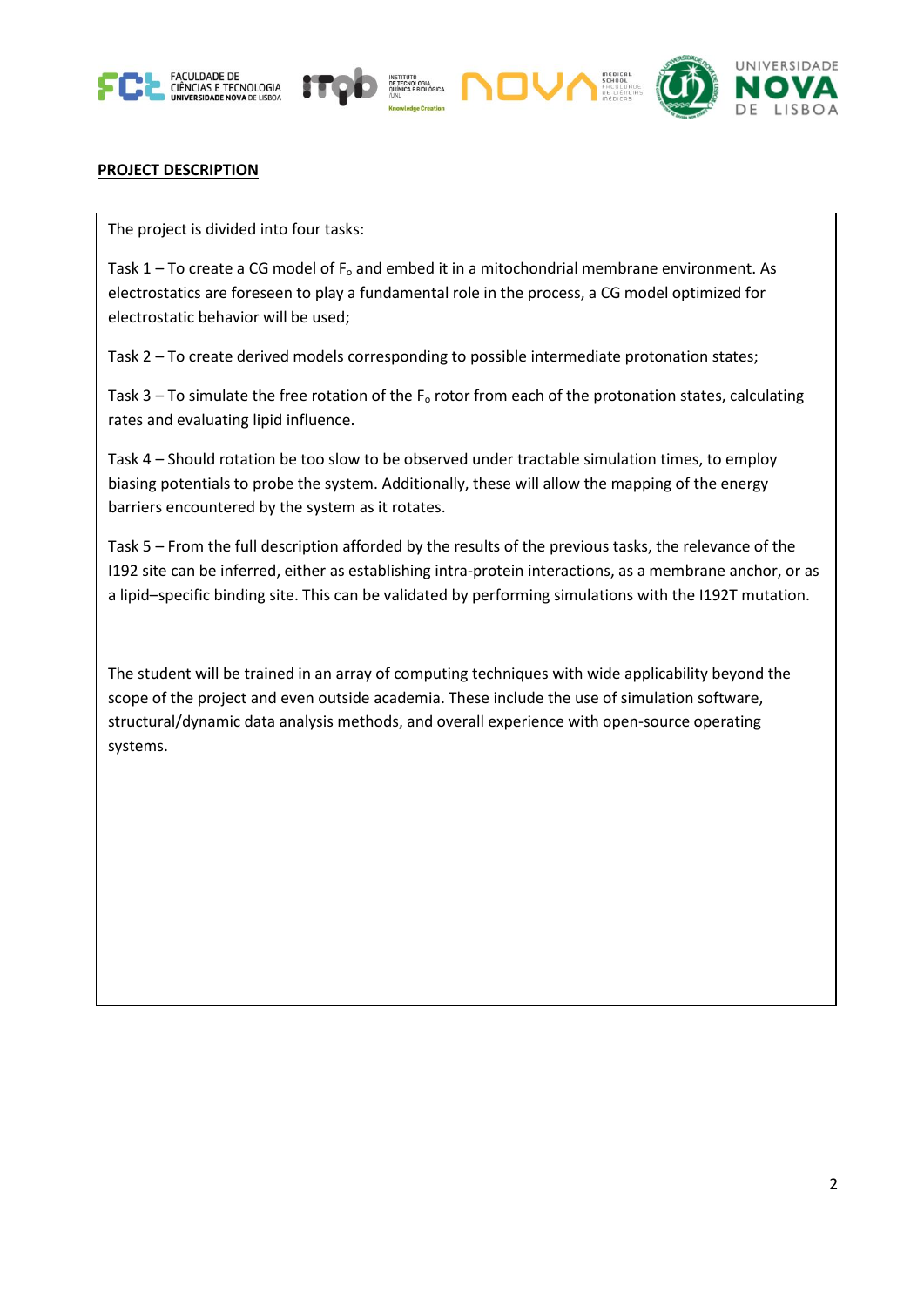## PROJECT DESCRIPTION

The project is divided into four tasks:

Task 1 – To create a CG model of $F_o$ and embed it in a mitochondrial membrane environment. As electrostatics are foreseen to play a fundamental role in the process, a CG model optimized for electrostatic behavior will be used;

Task 2 – To create derived models corresponding to possible intermediate protonation states;

Task 3 – To simulate the free rotation of the $F_o$ rotor from each of the protonation states, calculating rates and evaluating lipid influence.

Task 4 – Should rotation be too slow to be observed under tractable simulation times, to employ biasing potentials to probe the system. Additionally, these will allow the mapping of the energy barriers encountered by the system as it rotates.

Task 5 – From the full description afforded by the results of the previous tasks, the relevance of the I192 site can be inferred, either as establishing intra-protein interactions, as a membrane anchor, or as a lipid–specific binding site. This can be validated by performing simulations with the I192T mutation.

The student will be trained in an array of computing techniques with wide applicability beyond the scope of the project and even outside academia. These include the use of simulation software, structural/dynamic data analysis methods, and overall experience with open-source operating systems.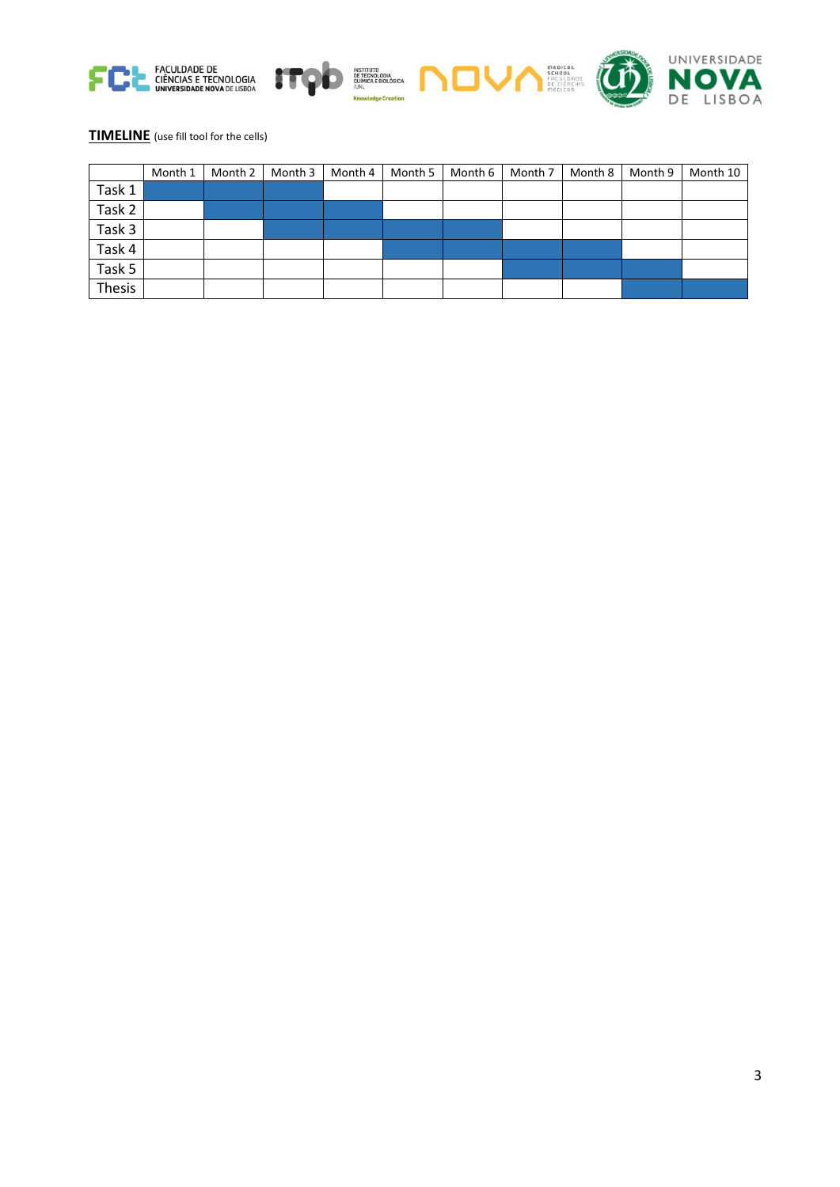**TIMELINE** (use fill tool for the cells)

| | Month 1 | Month 2 | Month 3 | Month 4 | Month 5 | Month 6 | Month 7 | Month 8 | Month 9 | Month 10 |
|---|---|---|---|---|---|---|---|---|---|---|
| Task 1 | | | | | | | | | | |
| Task 2 | | | | | | | | | | |
| Task 3 | | | | | | | | | | |
| Task 4 | | | | | | | | | | |
| Task 5 | | | | | | | | | | |
| Thesis | | | | | | | | | | |